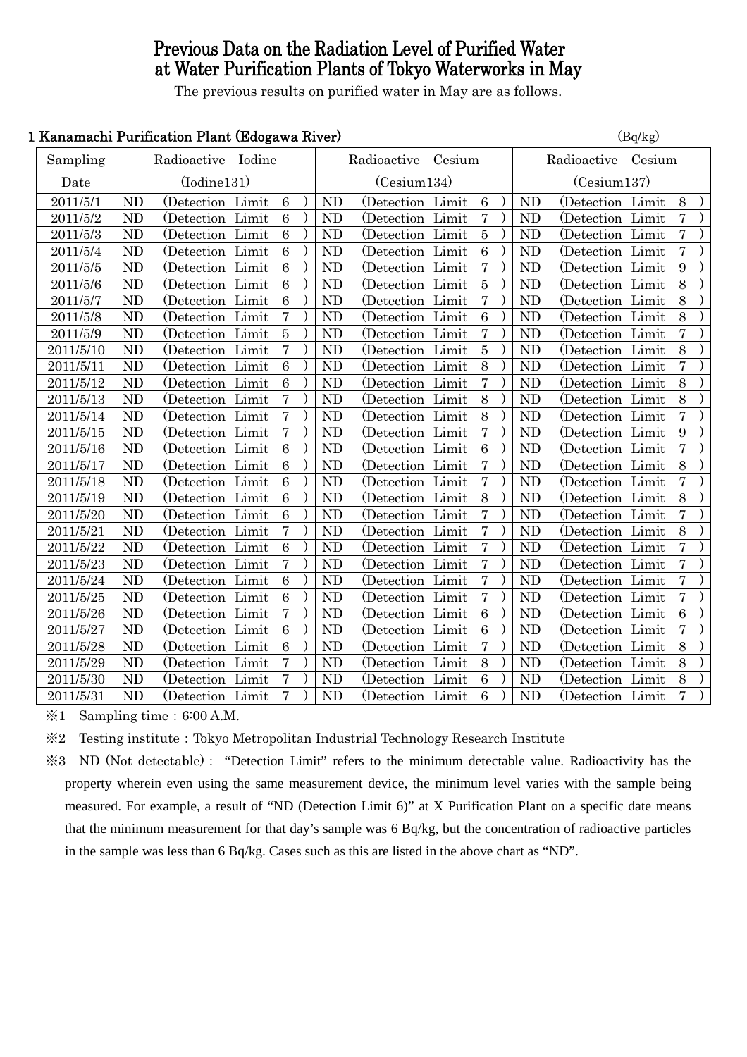# Previous Data on the Radiation Level of Purified Water at Water Purification Plants of Tokyo Waterworks in May

The previous results on purified water in May are as follows.

## 1 Kanamachi Purification Plant (Edogawa River)

(Bq/kg)

| Sampling Date | Radioactive Iodine (Iodine131) | Radioactive Cesium (Cesium134) | Radioactive Cesium (Cesium137) |
|---|---|---|---|
| 2011/5/1 | ND (Detection Limit 6) | ND (Detection Limit 6) | ND (Detection Limit 8) |
| 2011/5/2 | ND (Detection Limit 6) | ND (Detection Limit 7) | ND (Detection Limit 7) |
| 2011/5/3 | ND (Detection Limit 6) | ND (Detection Limit 5) | ND (Detection Limit 7) |
| 2011/5/4 | ND (Detection Limit 6) | ND (Detection Limit 6) | ND (Detection Limit 7) |
| 2011/5/5 | ND (Detection Limit 6) | ND (Detection Limit 7) | ND (Detection Limit 9) |
| 2011/5/6 | ND (Detection Limit 6) | ND (Detection Limit 5) | ND (Detection Limit 8) |
| 2011/5/7 | ND (Detection Limit 6) | ND (Detection Limit 7) | ND (Detection Limit 8) |
| 2011/5/8 | ND (Detection Limit 7) | ND (Detection Limit 6) | ND (Detection Limit 8) |
| 2011/5/9 | ND (Detection Limit 5) | ND (Detection Limit 7) | ND (Detection Limit 7) |
| 2011/5/10 | ND (Detection Limit 7) | ND (Detection Limit 5) | ND (Detection Limit 8) |
| 2011/5/11 | ND (Detection Limit 6) | ND (Detection Limit 8) | ND (Detection Limit 7) |
| 2011/5/12 | ND (Detection Limit 6) | ND (Detection Limit 7) | ND (Detection Limit 8) |
| 2011/5/13 | ND (Detection Limit 7) | ND (Detection Limit 8) | ND (Detection Limit 8) |
| 2011/5/14 | ND (Detection Limit 7) | ND (Detection Limit 8) | ND (Detection Limit 7) |
| 2011/5/15 | ND (Detection Limit 7) | ND (Detection Limit 7) | ND (Detection Limit 9) |
| 2011/5/16 | ND (Detection Limit 6) | ND (Detection Limit 6) | ND (Detection Limit 7) |
| 2011/5/17 | ND (Detection Limit 6) | ND (Detection Limit 7) | ND (Detection Limit 8) |
| 2011/5/18 | ND (Detection Limit 6) | ND (Detection Limit 7) | ND (Detection Limit 7) |
| 2011/5/19 | ND (Detection Limit 6) | ND (Detection Limit 8) | ND (Detection Limit 8) |
| 2011/5/20 | ND (Detection Limit 6) | ND (Detection Limit 7) | ND (Detection Limit 7) |
| 2011/5/21 | ND (Detection Limit 7) | ND (Detection Limit 7) | ND (Detection Limit 8) |
| 2011/5/22 | ND (Detection Limit 6) | ND (Detection Limit 7) | ND (Detection Limit 7) |
| 2011/5/23 | ND (Detection Limit 7) | ND (Detection Limit 7) | ND (Detection Limit 7) |
| 2011/5/24 | ND (Detection Limit 6) | ND (Detection Limit 7) | ND (Detection Limit 7) |
| 2011/5/25 | ND (Detection Limit 6) | ND (Detection Limit 7) | ND (Detection Limit 7) |
| 2011/5/26 | ND (Detection Limit 7) | ND (Detection Limit 6) | ND (Detection Limit 6) |
| 2011/5/27 | ND (Detection Limit 6) | ND (Detection Limit 6) | ND (Detection Limit 7) |
| 2011/5/28 | ND (Detection Limit 6) | ND (Detection Limit 7) | ND (Detection Limit 8) |
| 2011/5/29 | ND (Detection Limit 7) | ND (Detection Limit 8) | ND (Detection Limit 8) |
| 2011/5/30 | ND (Detection Limit 7) | ND (Detection Limit 6) | ND (Detection Limit 8) |
| 2011/5/31 | ND (Detection Limit 7) | ND (Detection Limit 6) | ND (Detection Limit 7) |

※1 Sampling time : 6:00 A.M.

※2 Testing institute : Tokyo Metropolitan Industrial Technology Research Institute

※3 ND (Not detectable) : "Detection Limit" refers to the minimum detectable value. Radioactivity has the property wherein even using the same measurement device, the minimum level varies with the sample being measured. For example, a result of "ND (Detection Limit 6)" at X Purification Plant on a specific date means that the minimum measurement for that day's sample was 6 Bq/kg, but the concentration of radioactive particles in the sample was less than 6 Bq/kg. Cases such as this are listed in the above chart as "ND".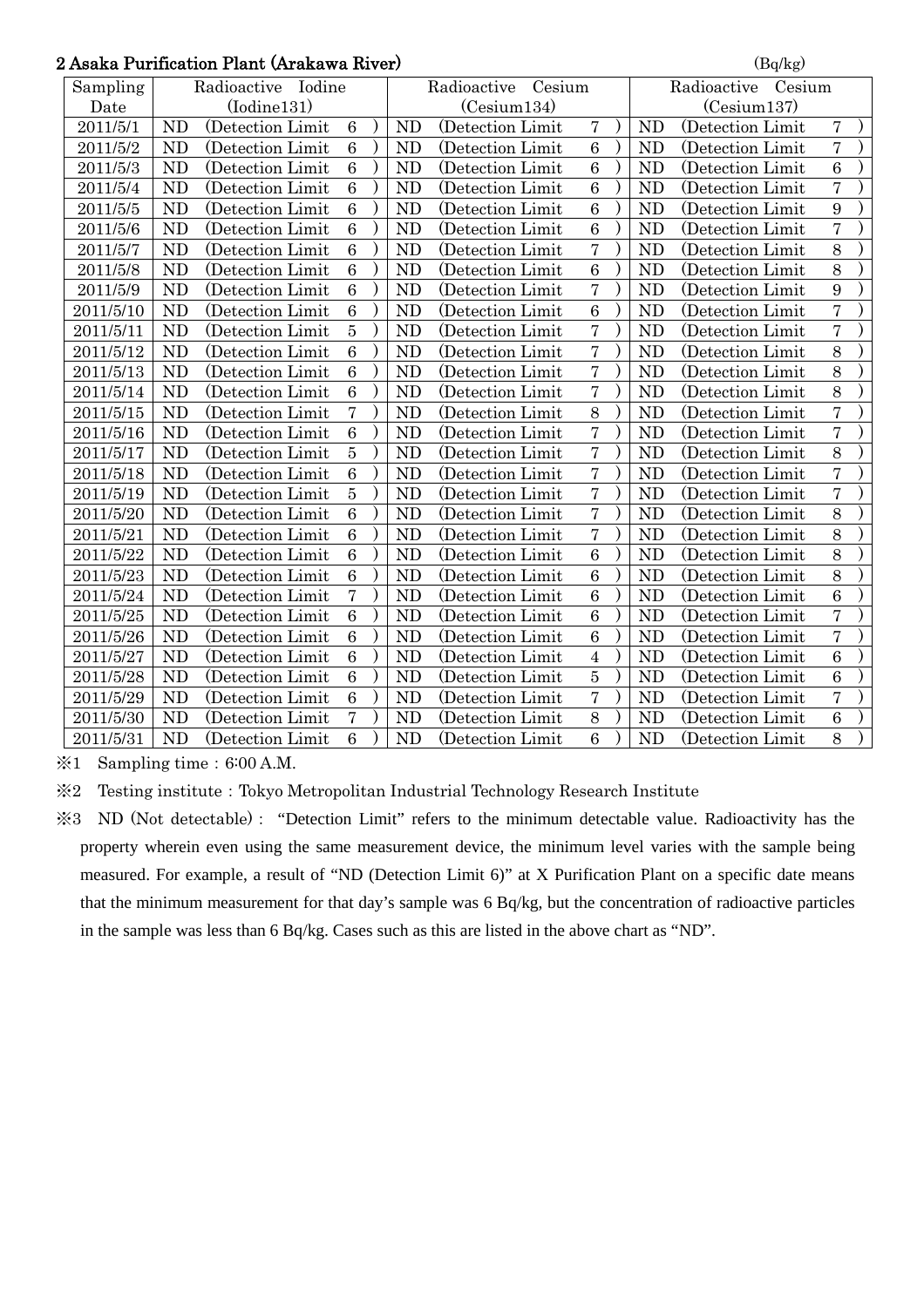## 2 Asaka Purification Plant (Arakawa River)

(Bq/kg)

| Sampling Date | Radioactive Iodine (Iodine131) | Radioactive Cesium (Cesium134) | Radioactive Cesium (Cesium137) |
|---|---|---|---|
| 2011/5/1 | ND (Detection Limit 6) | ND (Detection Limit 7) | ND (Detection Limit 7) |
| 2011/5/2 | ND (Detection Limit 6) | ND (Detection Limit 6) | ND (Detection Limit 7) |
| 2011/5/3 | ND (Detection Limit 6) | ND (Detection Limit 6) | ND (Detection Limit 6) |
| 2011/5/4 | ND (Detection Limit 6) | ND (Detection Limit 6) | ND (Detection Limit 7) |
| 2011/5/5 | ND (Detection Limit 6) | ND (Detection Limit 6) | ND (Detection Limit 9) |
| 2011/5/6 | ND (Detection Limit 6) | ND (Detection Limit 6) | ND (Detection Limit 7) |
| 2011/5/7 | ND (Detection Limit 6) | ND (Detection Limit 7) | ND (Detection Limit 8) |
| 2011/5/8 | ND (Detection Limit 6) | ND (Detection Limit 6) | ND (Detection Limit 8) |
| 2011/5/9 | ND (Detection Limit 6) | ND (Detection Limit 7) | ND (Detection Limit 9) |
| 2011/5/10 | ND (Detection Limit 6) | ND (Detection Limit 6) | ND (Detection Limit 7) |
| 2011/5/11 | ND (Detection Limit 5) | ND (Detection Limit 7) | ND (Detection Limit 7) |
| 2011/5/12 | ND (Detection Limit 6) | ND (Detection Limit 7) | ND (Detection Limit 8) |
| 2011/5/13 | ND (Detection Limit 6) | ND (Detection Limit 7) | ND (Detection Limit 8) |
| 2011/5/14 | ND (Detection Limit 6) | ND (Detection Limit 7) | ND (Detection Limit 8) |
| 2011/5/15 | ND (Detection Limit 7) | ND (Detection Limit 8) | ND (Detection Limit 7) |
| 2011/5/16 | ND (Detection Limit 6) | ND (Detection Limit 7) | ND (Detection Limit 7) |
| 2011/5/17 | ND (Detection Limit 5) | ND (Detection Limit 7) | ND (Detection Limit 8) |
| 2011/5/18 | ND (Detection Limit 6) | ND (Detection Limit 7) | ND (Detection Limit 7) |
| 2011/5/19 | ND (Detection Limit 5) | ND (Detection Limit 7) | ND (Detection Limit 7) |
| 2011/5/20 | ND (Detection Limit 6) | ND (Detection Limit 7) | ND (Detection Limit 8) |
| 2011/5/21 | ND (Detection Limit 6) | ND (Detection Limit 7) | ND (Detection Limit 8) |
| 2011/5/22 | ND (Detection Limit 6) | ND (Detection Limit 6) | ND (Detection Limit 8) |
| 2011/5/23 | ND (Detection Limit 6) | ND (Detection Limit 6) | ND (Detection Limit 8) |
| 2011/5/24 | ND (Detection Limit 7) | ND (Detection Limit 6) | ND (Detection Limit 6) |
| 2011/5/25 | ND (Detection Limit 6) | ND (Detection Limit 6) | ND (Detection Limit 7) |
| 2011/5/26 | ND (Detection Limit 6) | ND (Detection Limit 6) | ND (Detection Limit 7) |
| 2011/5/27 | ND (Detection Limit 6) | ND (Detection Limit 4) | ND (Detection Limit 6) |
| 2011/5/28 | ND (Detection Limit 6) | ND (Detection Limit 5) | ND (Detection Limit 6) |
| 2011/5/29 | ND (Detection Limit 6) | ND (Detection Limit 7) | ND (Detection Limit 7) |
| 2011/5/30 | ND (Detection Limit 7) | ND (Detection Limit 8) | ND (Detection Limit 6) |
| 2011/5/31 | ND (Detection Limit 6) | ND (Detection Limit 6) | ND (Detection Limit 8) |

※1 Sampling time：6:00 A.M.

※2 Testing institute：Tokyo Metropolitan Industrial Technology Research Institute

※3 ND (Not detectable)： "Detection Limit" refers to the minimum detectable value. Radioactivity has the property wherein even using the same measurement device, the minimum level varies with the sample being measured. For example, a result of "ND (Detection Limit 6)" at X Purification Plant on a specific date means that the minimum measurement for that day's sample was 6 Bq/kg, but the concentration of radioactive particles in the sample was less than 6 Bq/kg. Cases such as this are listed in the above chart as "ND".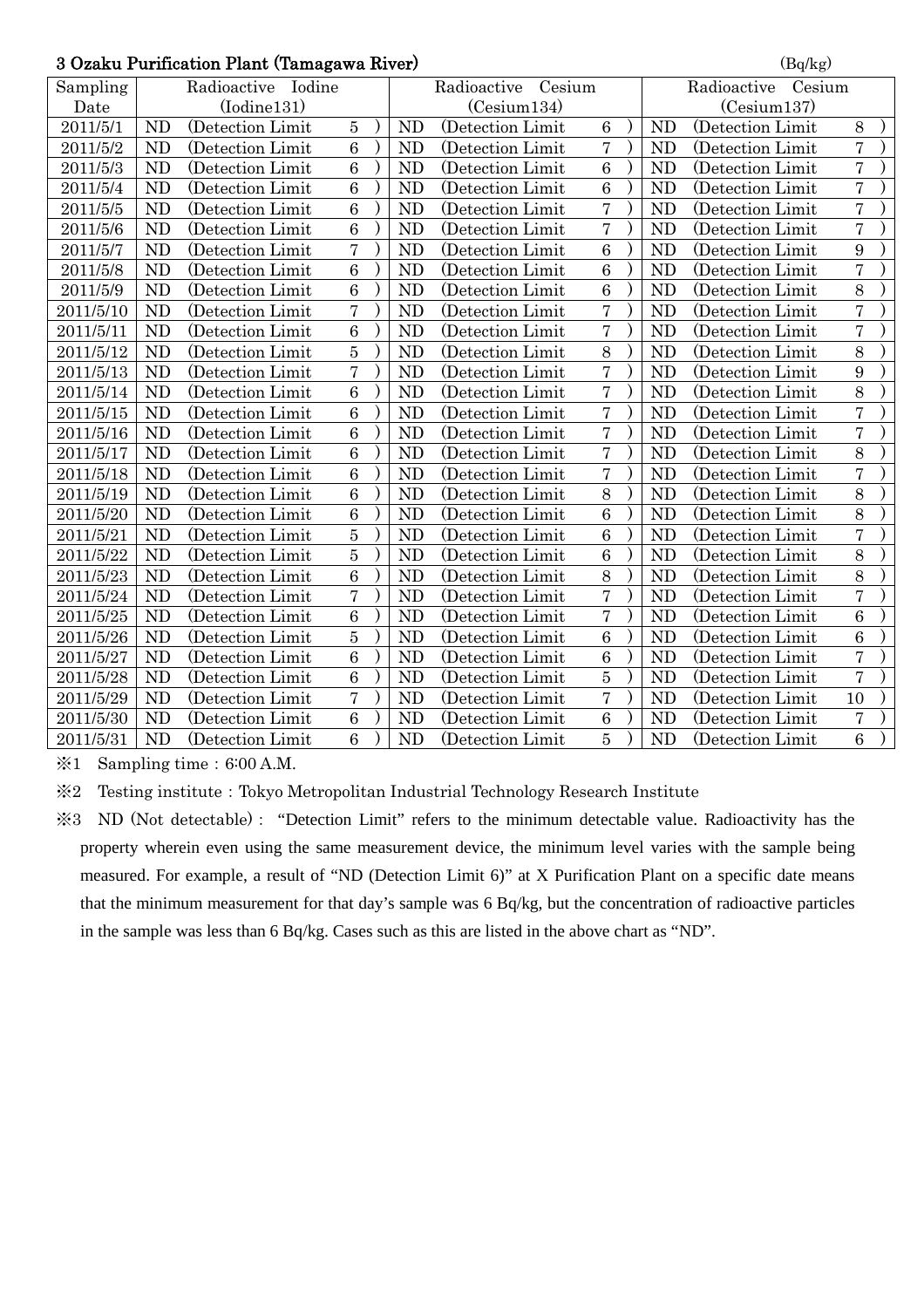### 3 Ozaku Purification Plant (Tamagawa River)

(Bq/kg)

| Sampling Date | Radioactive Iodine (Iodine131) | Radioactive Cesium (Cesium134) | Radioactive Cesium (Cesium137) |
|---|---|---|---|
| 2011/5/1 | ND (Detection Limit 5 ) | ND (Detection Limit 6 ) | ND (Detection Limit 8 ) |
| 2011/5/2 | ND (Detection Limit 6 ) | ND (Detection Limit 7 ) | ND (Detection Limit 7 ) |
| 2011/5/3 | ND (Detection Limit 6 ) | ND (Detection Limit 6 ) | ND (Detection Limit 7 ) |
| 2011/5/4 | ND (Detection Limit 6 ) | ND (Detection Limit 6 ) | ND (Detection Limit 7 ) |
| 2011/5/5 | ND (Detection Limit 6 ) | ND (Detection Limit 7 ) | ND (Detection Limit 7 ) |
| 2011/5/6 | ND (Detection Limit 6 ) | ND (Detection Limit 7 ) | ND (Detection Limit 7 ) |
| 2011/5/7 | ND (Detection Limit 7 ) | ND (Detection Limit 6 ) | ND (Detection Limit 9 ) |
| 2011/5/8 | ND (Detection Limit 6 ) | ND (Detection Limit 6 ) | ND (Detection Limit 7 ) |
| 2011/5/9 | ND (Detection Limit 6 ) | ND (Detection Limit 6 ) | ND (Detection Limit 8 ) |
| 2011/5/10 | ND (Detection Limit 7 ) | ND (Detection Limit 7 ) | ND (Detection Limit 7 ) |
| 2011/5/11 | ND (Detection Limit 6 ) | ND (Detection Limit 7 ) | ND (Detection Limit 7 ) |
| 2011/5/12 | ND (Detection Limit 5 ) | ND (Detection Limit 8 ) | ND (Detection Limit 8 ) |
| 2011/5/13 | ND (Detection Limit 7 ) | ND (Detection Limit 7 ) | ND (Detection Limit 9 ) |
| 2011/5/14 | ND (Detection Limit 6 ) | ND (Detection Limit 7 ) | ND (Detection Limit 8 ) |
| 2011/5/15 | ND (Detection Limit 6 ) | ND (Detection Limit 7 ) | ND (Detection Limit 7 ) |
| 2011/5/16 | ND (Detection Limit 6 ) | ND (Detection Limit 7 ) | ND (Detection Limit 7 ) |
| 2011/5/17 | ND (Detection Limit 6 ) | ND (Detection Limit 7 ) | ND (Detection Limit 8 ) |
| 2011/5/18 | ND (Detection Limit 6 ) | ND (Detection Limit 7 ) | ND (Detection Limit 7 ) |
| 2011/5/19 | ND (Detection Limit 6 ) | ND (Detection Limit 8 ) | ND (Detection Limit 8 ) |
| 2011/5/20 | ND (Detection Limit 6 ) | ND (Detection Limit 6 ) | ND (Detection Limit 8 ) |
| 2011/5/21 | ND (Detection Limit 5 ) | ND (Detection Limit 6 ) | ND (Detection Limit 7 ) |
| 2011/5/22 | ND (Detection Limit 5 ) | ND (Detection Limit 6 ) | ND (Detection Limit 8 ) |
| 2011/5/23 | ND (Detection Limit 6 ) | ND (Detection Limit 8 ) | ND (Detection Limit 8 ) |
| 2011/5/24 | ND (Detection Limit 7 ) | ND (Detection Limit 7 ) | ND (Detection Limit 7 ) |
| 2011/5/25 | ND (Detection Limit 6 ) | ND (Detection Limit 7 ) | ND (Detection Limit 6 ) |
| 2011/5/26 | ND (Detection Limit 5 ) | ND (Detection Limit 6 ) | ND (Detection Limit 6 ) |
| 2011/5/27 | ND (Detection Limit 6 ) | ND (Detection Limit 6 ) | ND (Detection Limit 7 ) |
| 2011/5/28 | ND (Detection Limit 6 ) | ND (Detection Limit 5 ) | ND (Detection Limit 7 ) |
| 2011/5/29 | ND (Detection Limit 7 ) | ND (Detection Limit 7 ) | ND (Detection Limit 10 ) |
| 2011/5/30 | ND (Detection Limit 6 ) | ND (Detection Limit 6 ) | ND (Detection Limit 7 ) |
| 2011/5/31 | ND (Detection Limit 6 ) | ND (Detection Limit 5 ) | ND (Detection Limit 6 ) |

※1 Sampling time : 6:00 A.M.

※2 Testing institute : Tokyo Metropolitan Industrial Technology Research Institute

※3 ND (Not detectable) : "Detection Limit" refers to the minimum detectable value. Radioactivity has the property wherein even using the same measurement device, the minimum level varies with the sample being measured. For example, a result of "ND (Detection Limit 6)" at X Purification Plant on a specific date means that the minimum measurement for that day's sample was 6 Bq/kg, but the concentration of radioactive particles in the sample was less than 6 Bq/kg. Cases such as this are listed in the above chart as "ND".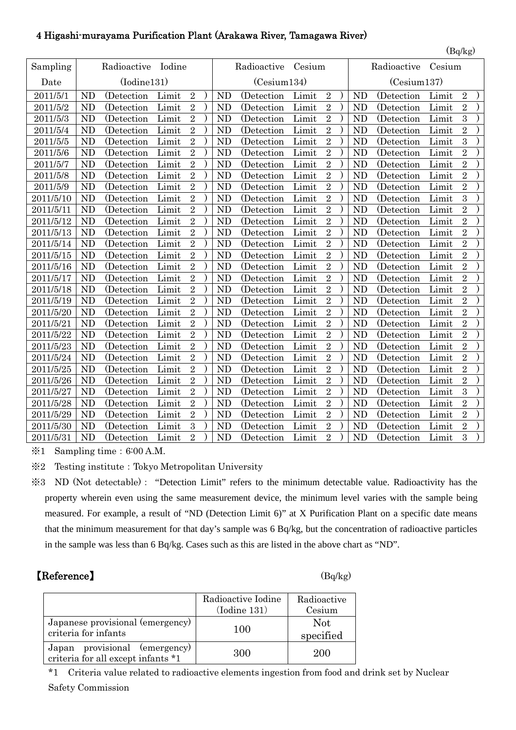#### 4 Higashi-murayama Purification Plant (Arakawa River, Tamagawa River)

(Bq/kg)

| Sampling Date | Radioactive Iodine (Iodine131) | Radioactive Cesium (Cesium134) | Radioactive Cesium (Cesium137) |
|---|---|---|---|
| 2011/5/1 | ND (Detection Limit 2 ) | ND (Detection Limit 2 ) | ND (Detection Limit 2 ) |
| 2011/5/2 | ND (Detection Limit 2 ) | ND (Detection Limit 2 ) | ND (Detection Limit 2 ) |
| 2011/5/3 | ND (Detection Limit 2 ) | ND (Detection Limit 2 ) | ND (Detection Limit 3 ) |
| 2011/5/4 | ND (Detection Limit 2 ) | ND (Detection Limit 2 ) | ND (Detection Limit 2 ) |
| 2011/5/5 | ND (Detection Limit 2 ) | ND (Detection Limit 2 ) | ND (Detection Limit 3 ) |
| 2011/5/6 | ND (Detection Limit 2 ) | ND (Detection Limit 2 ) | ND (Detection Limit 2 ) |
| 2011/5/7 | ND (Detection Limit 2 ) | ND (Detection Limit 2 ) | ND (Detection Limit 2 ) |
| 2011/5/8 | ND (Detection Limit 2 ) | ND (Detection Limit 2 ) | ND (Detection Limit 2 ) |
| 2011/5/9 | ND (Detection Limit 2 ) | ND (Detection Limit 2 ) | ND (Detection Limit 2 ) |
| 2011/5/10 | ND (Detection Limit 2 ) | ND (Detection Limit 2 ) | ND (Detection Limit 3 ) |
| 2011/5/11 | ND (Detection Limit 2 ) | ND (Detection Limit 2 ) | ND (Detection Limit 2 ) |
| 2011/5/12 | ND (Detection Limit 2 ) | ND (Detection Limit 2 ) | ND (Detection Limit 2 ) |
| 2011/5/13 | ND (Detection Limit 2 ) | ND (Detection Limit 2 ) | ND (Detection Limit 2 ) |
| 2011/5/14 | ND (Detection Limit 2 ) | ND (Detection Limit 2 ) | ND (Detection Limit 2 ) |
| 2011/5/15 | ND (Detection Limit 2 ) | ND (Detection Limit 2 ) | ND (Detection Limit 2 ) |
| 2011/5/16 | ND (Detection Limit 2 ) | ND (Detection Limit 2 ) | ND (Detection Limit 2 ) |
| 2011/5/17 | ND (Detection Limit 2 ) | ND (Detection Limit 2 ) | ND (Detection Limit 2 ) |
| 2011/5/18 | ND (Detection Limit 2 ) | ND (Detection Limit 2 ) | ND (Detection Limit 2 ) |
| 2011/5/19 | ND (Detection Limit 2 ) | ND (Detection Limit 2 ) | ND (Detection Limit 2 ) |
| 2011/5/20 | ND (Detection Limit 2 ) | ND (Detection Limit 2 ) | ND (Detection Limit 2 ) |
| 2011/5/21 | ND (Detection Limit 2 ) | ND (Detection Limit 2 ) | ND (Detection Limit 2 ) |
| 2011/5/22 | ND (Detection Limit 2 ) | ND (Detection Limit 2 ) | ND (Detection Limit 2 ) |
| 2011/5/23 | ND (Detection Limit 2 ) | ND (Detection Limit 2 ) | ND (Detection Limit 2 ) |
| 2011/5/24 | ND (Detection Limit 2 ) | ND (Detection Limit 2 ) | ND (Detection Limit 2 ) |
| 2011/5/25 | ND (Detection Limit 2 ) | ND (Detection Limit 2 ) | ND (Detection Limit 2 ) |
| 2011/5/26 | ND (Detection Limit 2 ) | ND (Detection Limit 2 ) | ND (Detection Limit 2 ) |
| 2011/5/27 | ND (Detection Limit 2 ) | ND (Detection Limit 2 ) | ND (Detection Limit 3 ) |
| 2011/5/28 | ND (Detection Limit 2 ) | ND (Detection Limit 2 ) | ND (Detection Limit 2 ) |
| 2011/5/29 | ND (Detection Limit 2 ) | ND (Detection Limit 2 ) | ND (Detection Limit 2 ) |
| 2011/5/30 | ND (Detection Limit 3 ) | ND (Detection Limit 2 ) | ND (Detection Limit 2 ) |
| 2011/5/31 | ND (Detection Limit 2 ) | ND (Detection Limit 2 ) | ND (Detection Limit 3 ) |

※1 Sampling time : 6:00 A.M.

※2 Testing institute : Tokyo Metropolitan University

※3 ND (Not detectable) : "Detection Limit" refers to the minimum detectable value. Radioactivity has the property wherein even using the same measurement device, the minimum level varies with the sample being measured. For example, a result of "ND (Detection Limit 6)" at X Purification Plant on a specific date means that the minimum measurement for that day's sample was 6 Bq/kg, but the concentration of radioactive particles in the sample was less than 6 Bq/kg. Cases such as this are listed in the above chart as "ND".

### 【Reference】

(Bq/kg)

| | Radioactive Iodine (Iodine 131) | Radioactive Cesium |
|---|---|---|
| Japanese provisional (emergency) criteria for infants | 100 | Not specified |
| Japan provisional (emergency) criteria for all except infants *1 | 300 | 200 |

*1 Criteria value related to radioactive elements ingestion from food and drink set by Nuclear Safety Commission